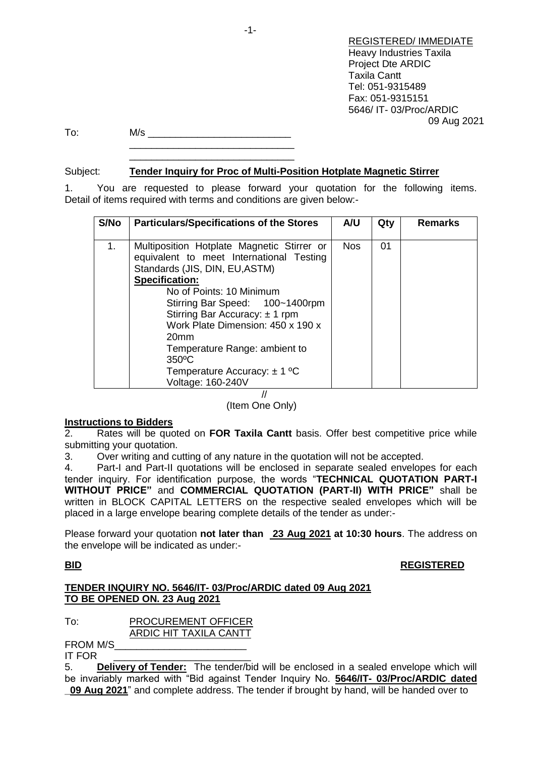REGISTERED/ IMMEDIATE
Heavy Industries Taxila
Project Dte ARDIC
Taxila Cantt
Tel: 051-9315489
Fax: 051-9315151
5646/ IT- 03/Proc/ARDIC
09 Aug 2021

To: M/s ___________________________
______________________________
______________________________

Subject: **Tender Inquiry for Proc of Multi-Position Hotplate Magnetic Stirrer**

1. You are requested to please forward your quotation for the following items. Detail of items required with terms and conditions are given below:-

| S/No | Particulars/Specifications of the Stores | A/U | Qty | Remarks |
|---|---|---|---|---|
| 1. | Multiposition Hotplate Magnetic Stirrer or equivalent to meet International Testing Standards (JIS, DIN, EU,ASTM)<br>**Specification:**<br>No of Points: 10 Minimum<br>Stirring Bar Speed: 100~1400rpm<br>Stirring Bar Accuracy: ± 1 rpm<br>Work Plate Dimension: 450 x 190 x 20mm<br>Temperature Range: ambient to 350ºC<br>Temperature Accuracy: ± 1 ºC<br>Voltage: 160-240V | Nos | 01 | |

//
(Item One Only)

**Instructions to Bidders**

2. Rates will be quoted on **FOR Taxila Cantt** basis. Offer best competitive price while submitting your quotation.

3. Over writing and cutting of any nature in the quotation will not be accepted.

4. Part-I and Part-II quotations will be enclosed in separate sealed envelopes for each tender inquiry. For identification purpose, the words "**TECHNICAL QUOTATION PART-I WITHOUT PRICE"** and **COMMERCIAL QUOTATION (PART-II) WITH PRICE"** shall be written in BLOCK CAPITAL LETTERS on the respective sealed envelopes which will be placed in a large envelope bearing complete details of the tender as under:-

Please forward your quotation **not later than 23 Aug 2021 at 10:30 hours**. The address on the envelope will be indicated as under:-

**BID** **REGISTERED**

**TENDER INQUIRY NO. 5646/IT- 03/Proc/ARDIC dated 09 Aug 2021**
**TO BE OPENED ON. 23 Aug 2021**

To: PROCUREMENT OFFICER
ARDIC HIT TAXILA CANTT

FROM M/S_________________________
IT FOR _________________________

5. **Delivery of Tender:** The tender/bid will be enclosed in a sealed envelope which will be invariably marked with "Bid against Tender Inquiry No. **5646/IT- 03/Proc/ARDIC dated 09 Aug 2021**" and complete address. The tender if brought by hand, will be handed over to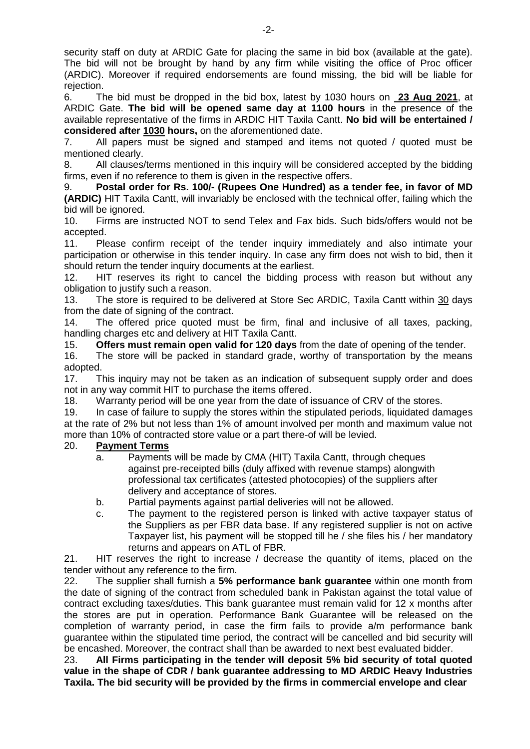security staff on duty at ARDIC Gate for placing the same in bid box (available at the gate). The bid will not be brought by hand by any firm while visiting the office of Proc officer (ARDIC). Moreover if required endorsements are found missing, the bid will be liable for rejection.

6. The bid must be dropped in the bid box, latest by 1030 hours on **23 Aug 2021**, at ARDIC Gate. **The bid will be opened same day at 1100 hours** in the presence of the available representative of the firms in ARDIC HIT Taxila Cantt. **No bid will be entertained / considered after 1030 hours,** on the aforementioned date.

7. All papers must be signed and stamped and items not quoted / quoted must be mentioned clearly.

8. All clauses/terms mentioned in this inquiry will be considered accepted by the bidding firms, even if no reference to them is given in the respective offers.

9. **Postal order for Rs. 100/- (Rupees One Hundred) as a tender fee, in favor of MD (ARDIC)** HIT Taxila Cantt, will invariably be enclosed with the technical offer, failing which the bid will be ignored.

10. Firms are instructed NOT to send Telex and Fax bids. Such bids/offers would not be accepted.

11. Please confirm receipt of the tender inquiry immediately and also intimate your participation or otherwise in this tender inquiry. In case any firm does not wish to bid, then it should return the tender inquiry documents at the earliest.

12. HIT reserves its right to cancel the bidding process with reason but without any obligation to justify such a reason.

13. The store is required to be delivered at Store Sec ARDIC, Taxila Cantt within 30 days from the date of signing of the contract.

14. The offered price quoted must be firm, final and inclusive of all taxes, packing, handling charges etc and delivery at HIT Taxila Cantt.

15. **Offers must remain open valid for 120 days** from the date of opening of the tender.

16. The store will be packed in standard grade, worthy of transportation by the means adopted.

17. This inquiry may not be taken as an indication of subsequent supply order and does not in any way commit HIT to purchase the items offered.

18. Warranty period will be one year from the date of issuance of CRV of the stores.

19. In case of failure to supply the stores within the stipulated periods, liquidated damages at the rate of 2% but not less than 1% of amount involved per month and maximum value not more than 10% of contracted store value or a part there-of will be levied.

20. **Payment Terms**

    a. Payments will be made by CMA (HIT) Taxila Cantt, through cheques against pre-receipted bills (duly affixed with revenue stamps) alongwith professional tax certificates (attested photocopies) of the suppliers after delivery and acceptance of stores.

    b. Partial payments against partial deliveries will not be allowed.

    c. The payment to the registered person is linked with active taxpayer status of the Suppliers as per FBR data base. If any registered supplier is not on active Taxpayer list, his payment will be stopped till he / she files his / her mandatory returns and appears on ATL of FBR.

21. HIT reserves the right to increase / decrease the quantity of items, placed on the tender without any reference to the firm.

22. The supplier shall furnish a **5% performance bank guarantee** within one month from the date of signing of the contract from scheduled bank in Pakistan against the total value of contract excluding taxes/duties. This bank guarantee must remain valid for 12 x months after the stores are put in operation. Performance Bank Guarantee will be released on the completion of warranty period, in case the firm fails to provide a/m performance bank guarantee within the stipulated time period, the contract will be cancelled and bid security will be encashed. Moreover, the contract shall than be awarded to next best evaluated bidder.

23. **All Firms participating in the tender will deposit 5% bid security of total quoted value in the shape of CDR / bank guarantee addressing to MD ARDIC Heavy Industries Taxila. The bid security will be provided by the firms in commercial envelope and clear**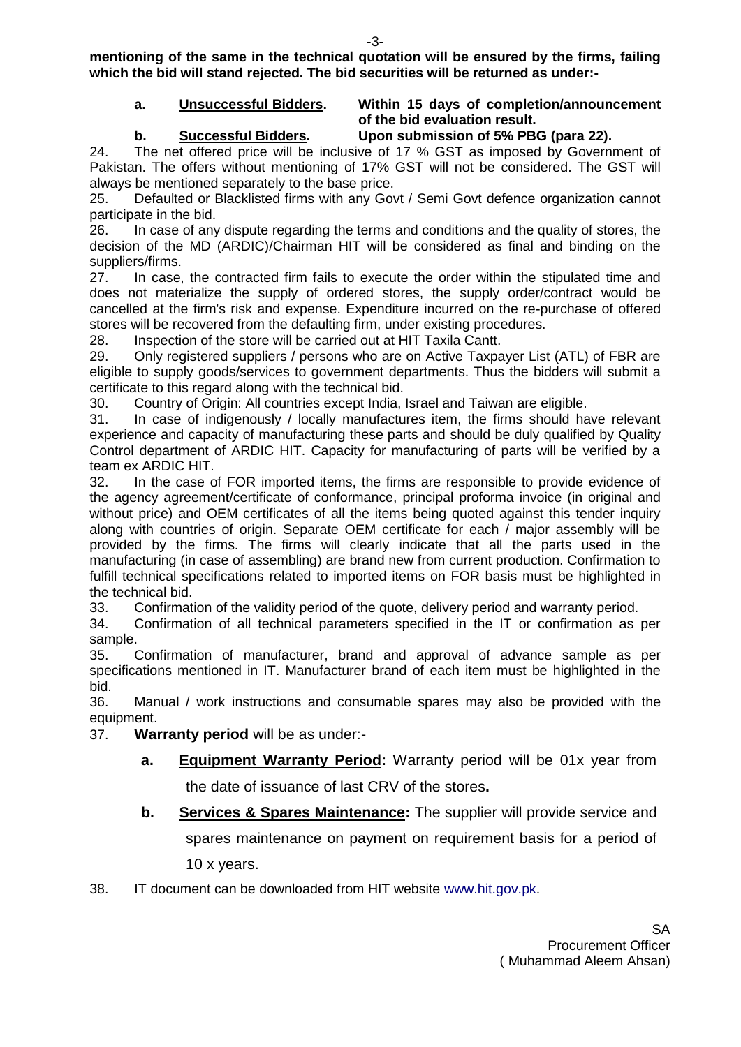**mentioning of the same in the technical quotation will be ensured by the firms, failing which the bid will stand rejected. The bid securities will be returned as under:-**

**a. Unsuccessful Bidders. Within 15 days of completion/announcement of the bid evaluation result.**

**b. Successful Bidders. Upon submission of 5% PBG (para 22).**

24. The net offered price will be inclusive of 17 % GST as imposed by Government of Pakistan. The offers without mentioning of 17% GST will not be considered. The GST will always be mentioned separately to the base price.

25. Defaulted or Blacklisted firms with any Govt / Semi Govt defence organization cannot participate in the bid.

26. In case of any dispute regarding the terms and conditions and the quality of stores, the decision of the MD (ARDIC)/Chairman HIT will be considered as final and binding on the suppliers/firms.

27. In case, the contracted firm fails to execute the order within the stipulated time and does not materialize the supply of ordered stores, the supply order/contract would be cancelled at the firm's risk and expense. Expenditure incurred on the re-purchase of offered stores will be recovered from the defaulting firm, under existing procedures.

28. Inspection of the store will be carried out at HIT Taxila Cantt.

29. Only registered suppliers / persons who are on Active Taxpayer List (ATL) of FBR are eligible to supply goods/services to government departments. Thus the bidders will submit a certificate to this regard along with the technical bid.

30. Country of Origin: All countries except India, Israel and Taiwan are eligible.

31. In case of indigenously / locally manufactures item, the firms should have relevant experience and capacity of manufacturing these parts and should be duly qualified by Quality Control department of ARDIC HIT. Capacity for manufacturing of parts will be verified by a team ex ARDIC HIT.

32. In the case of FOR imported items, the firms are responsible to provide evidence of the agency agreement/certificate of conformance, principal proforma invoice (in original and without price) and OEM certificates of all the items being quoted against this tender inquiry along with countries of origin. Separate OEM certificate for each / major assembly will be provided by the firms. The firms will clearly indicate that all the parts used in the manufacturing (in case of assembling) are brand new from current production. Confirmation to fulfill technical specifications related to imported items on FOR basis must be highlighted in the technical bid.

33. Confirmation of the validity period of the quote, delivery period and warranty period.

34. Confirmation of all technical parameters specified in the IT or confirmation as per sample.

35. Confirmation of manufacturer, brand and approval of advance sample as per specifications mentioned in IT. Manufacturer brand of each item must be highlighted in the bid.

36. Manual / work instructions and consumable spares may also be provided with the equipment.

37. **Warranty period** will be as under:-

**a. Equipment Warranty Period:** Warranty period will be 01x year from the date of issuance of last CRV of the stores**.**

**b. Services & Spares Maintenance:** The supplier will provide service and spares maintenance on payment on requirement basis for a period of 10 x years.

38. IT document can be downloaded from HIT website www.hit.gov.pk.

SA
Procurement Officer
( Muhammad Aleem Ahsan)